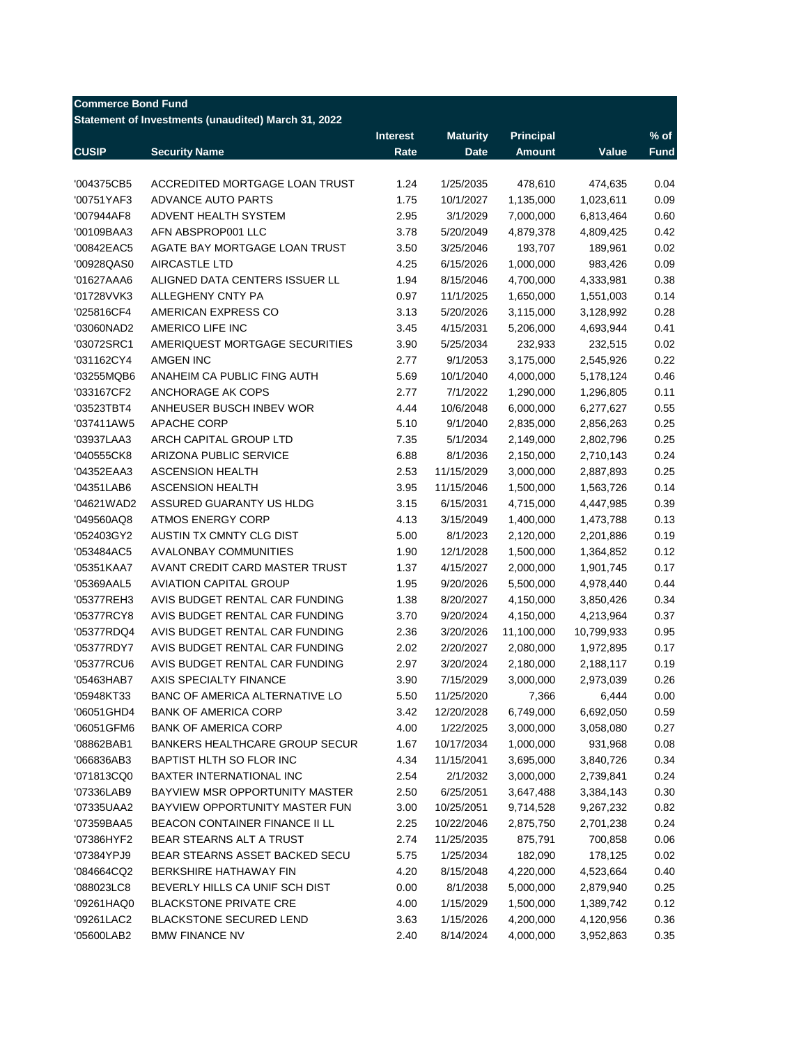**Commerce Bond Fund**

**Statement of Investments (unaudited) March 31, 2022**

| CUSIP | Security Name | Interest Rate | Maturity Date | Principal Amount | Value | % of Fund |
|---|---|---|---|---|---|---|
| '004375CB5 | ACCREDITED MORTGAGE LOAN TRUST | 1.24 | 1/25/2035 | 478,610 | 474,635 | 0.04 |
| '00751YAF3 | ADVANCE AUTO PARTS | 1.75 | 10/1/2027 | 1,135,000 | 1,023,611 | 0.09 |
| '007944AF8 | ADVENT HEALTH SYSTEM | 2.95 | 3/1/2029 | 7,000,000 | 6,813,464 | 0.60 |
| '00109BAA3 | AFN ABSPROP001 LLC | 3.78 | 5/20/2049 | 4,879,378 | 4,809,425 | 0.42 |
| '00842EAC5 | AGATE BAY MORTGAGE LOAN TRUST | 3.50 | 3/25/2046 | 193,707 | 189,961 | 0.02 |
| '00928QAS0 | AIRCASTLE LTD | 4.25 | 6/15/2026 | 1,000,000 | 983,426 | 0.09 |
| '01627AAA6 | ALIGNED DATA CENTERS ISSUER LL | 1.94 | 8/15/2046 | 4,700,000 | 4,333,981 | 0.38 |
| '01728VVK3 | ALLEGHENY CNTY PA | 0.97 | 11/1/2025 | 1,650,000 | 1,551,003 | 0.14 |
| '025816CF4 | AMERICAN EXPRESS CO | 3.13 | 5/20/2026 | 3,115,000 | 3,128,992 | 0.28 |
| '03060NAD2 | AMERICO LIFE INC | 3.45 | 4/15/2031 | 5,206,000 | 4,693,944 | 0.41 |
| '03072SRC1 | AMERIQUEST MORTGAGE SECURITIES | 3.90 | 5/25/2034 | 232,933 | 232,515 | 0.02 |
| '031162CY4 | AMGEN INC | 2.77 | 9/1/2053 | 3,175,000 | 2,545,926 | 0.22 |
| '03255MQB6 | ANAHEIM CA PUBLIC FING AUTH | 5.69 | 10/1/2040 | 4,000,000 | 5,178,124 | 0.46 |
| '033167CF2 | ANCHORAGE AK COPS | 2.77 | 7/1/2022 | 1,290,000 | 1,296,805 | 0.11 |
| '03523TBT4 | ANHEUSER BUSCH INBEV WOR | 4.44 | 10/6/2048 | 6,000,000 | 6,277,627 | 0.55 |
| '037411AW5 | APACHE CORP | 5.10 | 9/1/2040 | 2,835,000 | 2,856,263 | 0.25 |
| '03937LAA3 | ARCH CAPITAL GROUP LTD | 7.35 | 5/1/2034 | 2,149,000 | 2,802,796 | 0.25 |
| '040555CK8 | ARIZONA PUBLIC SERVICE | 6.88 | 8/1/2036 | 2,150,000 | 2,710,143 | 0.24 |
| '04352EAA3 | ASCENSION HEALTH | 2.53 | 11/15/2029 | 3,000,000 | 2,887,893 | 0.25 |
| '04351LAB6 | ASCENSION HEALTH | 3.95 | 11/15/2046 | 1,500,000 | 1,563,726 | 0.14 |
| '04621WAD2 | ASSURED GUARANTY US HLDG | 3.15 | 6/15/2031 | 4,715,000 | 4,447,985 | 0.39 |
| '049560AQ8 | ATMOS ENERGY CORP | 4.13 | 3/15/2049 | 1,400,000 | 1,473,788 | 0.13 |
| '052403GY2 | AUSTIN TX CMNTY CLG DIST | 5.00 | 8/1/2023 | 2,120,000 | 2,201,886 | 0.19 |
| '053484AC5 | AVALONBAY COMMUNITIES | 1.90 | 12/1/2028 | 1,500,000 | 1,364,852 | 0.12 |
| '05351KAA7 | AVANT CREDIT CARD MASTER TRUST | 1.37 | 4/15/2027 | 2,000,000 | 1,901,745 | 0.17 |
| '05369AAL5 | AVIATION CAPITAL GROUP | 1.95 | 9/20/2026 | 5,500,000 | 4,978,440 | 0.44 |
| '05377REH3 | AVIS BUDGET RENTAL CAR FUNDING | 1.38 | 8/20/2027 | 4,150,000 | 3,850,426 | 0.34 |
| '05377RCY8 | AVIS BUDGET RENTAL CAR FUNDING | 3.70 | 9/20/2024 | 4,150,000 | 4,213,964 | 0.37 |
| '05377RDQ4 | AVIS BUDGET RENTAL CAR FUNDING | 2.36 | 3/20/2026 | 11,100,000 | 10,799,933 | 0.95 |
| '05377RDY7 | AVIS BUDGET RENTAL CAR FUNDING | 2.02 | 2/20/2027 | 2,080,000 | 1,972,895 | 0.17 |
| '05377RCU6 | AVIS BUDGET RENTAL CAR FUNDING | 2.97 | 3/20/2024 | 2,180,000 | 2,188,117 | 0.19 |
| '05463HAB7 | AXIS SPECIALTY FINANCE | 3.90 | 7/15/2029 | 3,000,000 | 2,973,039 | 0.26 |
| '05948KT33 | BANC OF AMERICA ALTERNATIVE LO | 5.50 | 11/25/2020 | 7,366 | 6,444 | 0.00 |
| '06051GHD4 | BANK OF AMERICA CORP | 3.42 | 12/20/2028 | 6,749,000 | 6,692,050 | 0.59 |
| '06051GFM6 | BANK OF AMERICA CORP | 4.00 | 1/22/2025 | 3,000,000 | 3,058,080 | 0.27 |
| '08862BAB1 | BANKERS HEALTHCARE GROUP SECUR | 1.67 | 10/17/2034 | 1,000,000 | 931,968 | 0.08 |
| '066836AB3 | BAPTIST HLTH SO FLOR INC | 4.34 | 11/15/2041 | 3,695,000 | 3,840,726 | 0.34 |
| '071813CQ0 | BAXTER INTERNATIONAL INC | 2.54 | 2/1/2032 | 3,000,000 | 2,739,841 | 0.24 |
| '07336LAB9 | BAYVIEW MSR OPPORTUNITY MASTER | 2.50 | 6/25/2051 | 3,647,488 | 3,384,143 | 0.30 |
| '07335UAA2 | BAYVIEW OPPORTUNITY MASTER FUN | 3.00 | 10/25/2051 | 9,714,528 | 9,267,232 | 0.82 |
| '07359BAA5 | BEACON CONTAINER FINANCE II LL | 2.25 | 10/22/2046 | 2,875,750 | 2,701,238 | 0.24 |
| '07386HYF2 | BEAR STEARNS ALT A TRUST | 2.74 | 11/25/2035 | 875,791 | 700,858 | 0.06 |
| '07384YPJ9 | BEAR STEARNS ASSET BACKED SECU | 5.75 | 1/25/2034 | 182,090 | 178,125 | 0.02 |
| '084664CQ2 | BERKSHIRE HATHAWAY FIN | 4.20 | 8/15/2048 | 4,220,000 | 4,523,664 | 0.40 |
| '088023LC8 | BEVERLY HILLS CA UNIF SCH DIST | 0.00 | 8/1/2038 | 5,000,000 | 2,879,940 | 0.25 |
| '09261HAQ0 | BLACKSTONE PRIVATE CRE | 4.00 | 1/15/2029 | 1,500,000 | 1,389,742 | 0.12 |
| '09261LAC2 | BLACKSTONE SECURED LEND | 3.63 | 1/15/2026 | 4,200,000 | 4,120,956 | 0.36 |
| '05600LAB2 | BMW FINANCE NV | 2.40 | 8/14/2024 | 4,000,000 | 3,952,863 | 0.35 |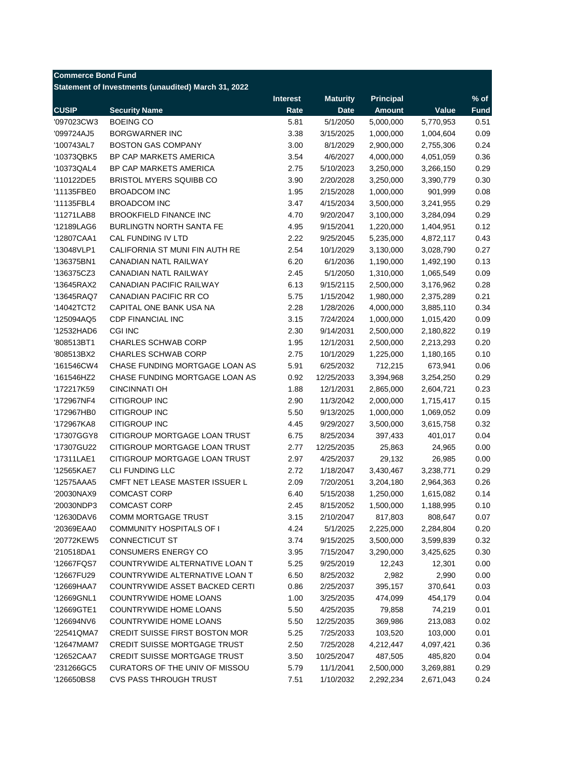**Commerce Bond Fund**

**Statement of Investments (unaudited) March 31, 2022**

| CUSIP | Security Name | Interest Rate | Maturity Date | Principal Amount | Value | % of Fund |
|---|---|---|---|---|---|---|
| '097023CW3 | BOEING CO | 5.81 | 5/1/2050 | 5,000,000 | 5,770,953 | 0.51 |
| '099724AJ5 | BORGWARNER INC | 3.38 | 3/15/2025 | 1,000,000 | 1,004,604 | 0.09 |
| '100743AL7 | BOSTON GAS COMPANY | 3.00 | 8/1/2029 | 2,900,000 | 2,755,306 | 0.24 |
| '10373QBK5 | BP CAP MARKETS AMERICA | 3.54 | 4/6/2027 | 4,000,000 | 4,051,059 | 0.36 |
| '10373QAL4 | BP CAP MARKETS AMERICA | 2.75 | 5/10/2023 | 3,250,000 | 3,266,150 | 0.29 |
| '110122DE5 | BRISTOL MYERS SQUIBB CO | 3.90 | 2/20/2028 | 3,250,000 | 3,390,779 | 0.30 |
| '11135FBE0 | BROADCOM INC | 1.95 | 2/15/2028 | 1,000,000 | 901,999 | 0.08 |
| '11135FBL4 | BROADCOM INC | 3.47 | 4/15/2034 | 3,500,000 | 3,241,955 | 0.29 |
| '11271LAB8 | BROOKFIELD FINANCE INC | 4.70 | 9/20/2047 | 3,100,000 | 3,284,094 | 0.29 |
| '12189LAG6 | BURLINGTN NORTH SANTA FE | 4.95 | 9/15/2041 | 1,220,000 | 1,404,951 | 0.12 |
| '12807CAA1 | CAL FUNDING IV LTD | 2.22 | 9/25/2045 | 5,235,000 | 4,872,117 | 0.43 |
| '13048VLP1 | CALIFORNIA ST MUNI FIN AUTH RE | 2.54 | 10/1/2029 | 3,130,000 | 3,028,790 | 0.27 |
| '136375BN1 | CANADIAN NATL RAILWAY | 6.20 | 6/1/2036 | 1,190,000 | 1,492,190 | 0.13 |
| '136375CZ3 | CANADIAN NATL RAILWAY | 2.45 | 5/1/2050 | 1,310,000 | 1,065,549 | 0.09 |
| '13645RAX2 | CANADIAN PACIFIC RAILWAY | 6.13 | 9/15/2115 | 2,500,000 | 3,176,962 | 0.28 |
| '13645RAQ7 | CANADIAN PACIFIC RR CO | 5.75 | 1/15/2042 | 1,980,000 | 2,375,289 | 0.21 |
| '14042TCT2 | CAPITAL ONE BANK USA NA | 2.28 | 1/28/2026 | 4,000,000 | 3,885,110 | 0.34 |
| '125094AQ5 | CDP FINANCIAL INC | 3.15 | 7/24/2024 | 1,000,000 | 1,015,420 | 0.09 |
| '12532HAD6 | CGI INC | 2.30 | 9/14/2031 | 2,500,000 | 2,180,822 | 0.19 |
| '808513BT1 | CHARLES SCHWAB CORP | 1.95 | 12/1/2031 | 2,500,000 | 2,213,293 | 0.20 |
| '808513BX2 | CHARLES SCHWAB CORP | 2.75 | 10/1/2029 | 1,225,000 | 1,180,165 | 0.10 |
| '161546CW4 | CHASE FUNDING MORTGAGE LOAN AS | 5.91 | 6/25/2032 | 712,215 | 673,941 | 0.06 |
| '161546HZ2 | CHASE FUNDING MORTGAGE LOAN AS | 0.92 | 12/25/2033 | 3,394,968 | 3,254,250 | 0.29 |
| '172217K59 | CINCINNATI OH | 1.88 | 12/1/2031 | 2,865,000 | 2,604,721 | 0.23 |
| '172967NF4 | CITIGROUP INC | 2.90 | 11/3/2042 | 2,000,000 | 1,715,417 | 0.15 |
| '172967HB0 | CITIGROUP INC | 5.50 | 9/13/2025 | 1,000,000 | 1,069,052 | 0.09 |
| '172967KA8 | CITIGROUP INC | 4.45 | 9/29/2027 | 3,500,000 | 3,615,758 | 0.32 |
| '17307GGY8 | CITIGROUP MORTGAGE LOAN TRUST | 6.75 | 8/25/2034 | 397,433 | 401,017 | 0.04 |
| '17307GU22 | CITIGROUP MORTGAGE LOAN TRUST | 2.77 | 12/25/2035 | 25,863 | 24,965 | 0.00 |
| '17311LAE1 | CITIGROUP MORTGAGE LOAN TRUST | 2.97 | 4/25/2037 | 29,132 | 26,985 | 0.00 |
| '12565KAE7 | CLI FUNDING LLC | 2.72 | 1/18/2047 | 3,430,467 | 3,238,771 | 0.29 |
| '12575AAA5 | CMFT NET LEASE MASTER ISSUER L | 2.09 | 7/20/2051 | 3,204,180 | 2,964,363 | 0.26 |
| '20030NAX9 | COMCAST CORP | 6.40 | 5/15/2038 | 1,250,000 | 1,615,082 | 0.14 |
| '20030NDP3 | COMCAST CORP | 2.45 | 8/15/2052 | 1,500,000 | 1,188,995 | 0.10 |
| '12630DAV6 | COMM MORTGAGE TRUST | 3.15 | 2/10/2047 | 817,803 | 808,647 | 0.07 |
| '20369EAA0 | COMMUNITY HOSPITALS OF I | 4.24 | 5/1/2025 | 2,225,000 | 2,284,804 | 0.20 |
| '20772KEW5 | CONNECTICUT ST | 3.74 | 9/15/2025 | 3,500,000 | 3,599,839 | 0.32 |
| '210518DA1 | CONSUMERS ENERGY CO | 3.95 | 7/15/2047 | 3,290,000 | 3,425,625 | 0.30 |
| '12667FQS7 | COUNTRYWIDE ALTERNATIVE LOAN T | 5.25 | 9/25/2019 | 12,243 | 12,301 | 0.00 |
| '12667FU29 | COUNTRYWIDE ALTERNATIVE LOAN T | 6.50 | 8/25/2032 | 2,982 | 2,990 | 0.00 |
| '12669HAA7 | COUNTRYWIDE ASSET BACKED CERTI | 0.86 | 2/25/2037 | 395,157 | 370,641 | 0.03 |
| '12669GNL1 | COUNTRYWIDE HOME LOANS | 1.00 | 3/25/2035 | 474,099 | 454,179 | 0.04 |
| '12669GTE1 | COUNTRYWIDE HOME LOANS | 5.50 | 4/25/2035 | 79,858 | 74,219 | 0.01 |
| '126694NV6 | COUNTRYWIDE HOME LOANS | 5.50 | 12/25/2035 | 369,986 | 213,083 | 0.02 |
| '22541QMA7 | CREDIT SUISSE FIRST BOSTON MOR | 5.25 | 7/25/2033 | 103,520 | 103,000 | 0.01 |
| '12647MAM7 | CREDIT SUISSE MORTGAGE TRUST | 2.50 | 7/25/2028 | 4,212,447 | 4,097,421 | 0.36 |
| '12652CAA7 | CREDIT SUISSE MORTGAGE TRUST | 3.50 | 10/25/2047 | 487,505 | 485,820 | 0.04 |
| '231266GC5 | CURATORS OF THE UNIV OF MISSOU | 5.79 | 11/1/2041 | 2,500,000 | 3,269,881 | 0.29 |
| '126650BS8 | CVS PASS THROUGH TRUST | 7.51 | 1/10/2032 | 2,292,234 | 2,671,043 | 0.24 |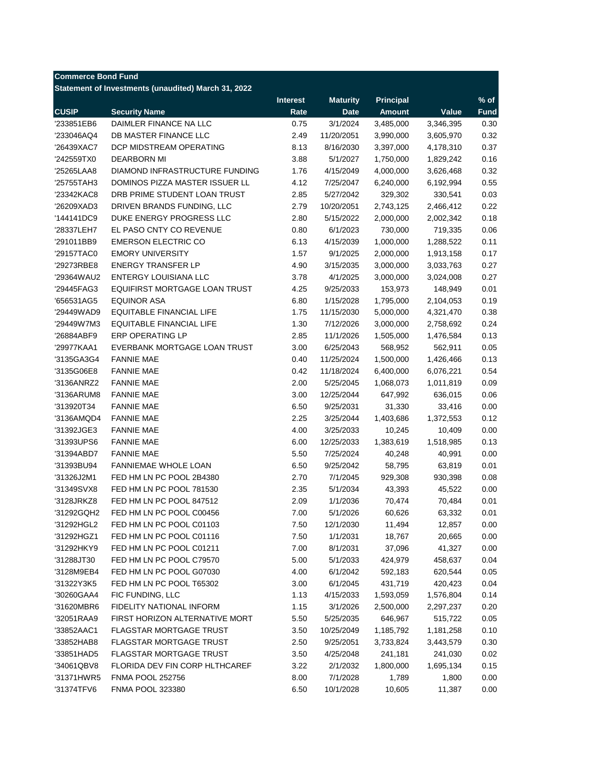**Commerce Bond Fund**

**Statement of Investments (unaudited) March 31, 2022**

| CUSIP | Security Name | Interest Rate | Maturity Date | Principal Amount | Value | % of Fund |
|---|---|---|---|---|---|---|
| '233851EB6 | DAIMLER FINANCE NA LLC | 0.75 | 3/1/2024 | 3,485,000 | 3,346,395 | 0.30 |
| '233046AQ4 | DB MASTER FINANCE LLC | 2.49 | 11/20/2051 | 3,990,000 | 3,605,970 | 0.32 |
| '26439XAC7 | DCP MIDSTREAM OPERATING | 8.13 | 8/16/2030 | 3,397,000 | 4,178,310 | 0.37 |
| '242559TX0 | DEARBORN MI | 3.88 | 5/1/2027 | 1,750,000 | 1,829,242 | 0.16 |
| '25265LAA8 | DIAMOND INFRASTRUCTURE FUNDING | 1.76 | 4/15/2049 | 4,000,000 | 3,626,468 | 0.32 |
| '25755TAH3 | DOMINOS PIZZA MASTER ISSUER LL | 4.12 | 7/25/2047 | 6,240,000 | 6,192,994 | 0.55 |
| '23342KAC8 | DRB PRIME STUDENT LOAN TRUST | 2.85 | 5/27/2042 | 329,302 | 330,541 | 0.03 |
| '26209XAD3 | DRIVEN BRANDS FUNDING, LLC | 2.79 | 10/20/2051 | 2,743,125 | 2,466,412 | 0.22 |
| '144141DC9 | DUKE ENERGY PROGRESS LLC | 2.80 | 5/15/2022 | 2,000,000 | 2,002,342 | 0.18 |
| '28337LEH7 | EL PASO CNTY CO REVENUE | 0.80 | 6/1/2023 | 730,000 | 719,335 | 0.06 |
| '291011BB9 | EMERSON ELECTRIC CO | 6.13 | 4/15/2039 | 1,000,000 | 1,288,522 | 0.11 |
| '29157TAC0 | EMORY UNIVERSITY | 1.57 | 9/1/2025 | 2,000,000 | 1,913,158 | 0.17 |
| '29273RBE8 | ENERGY TRANSFER LP | 4.90 | 3/15/2035 | 3,000,000 | 3,033,763 | 0.27 |
| '29364WAU2 | ENTERGY LOUISIANA LLC | 3.78 | 4/1/2025 | 3,000,000 | 3,024,008 | 0.27 |
| '29445FAG3 | EQUIFIRST MORTGAGE LOAN TRUST | 4.25 | 9/25/2033 | 153,973 | 148,949 | 0.01 |
| '656531AG5 | EQUINOR ASA | 6.80 | 1/15/2028 | 1,795,000 | 2,104,053 | 0.19 |
| '29449WAD9 | EQUITABLE FINANCIAL LIFE | 1.75 | 11/15/2030 | 5,000,000 | 4,321,470 | 0.38 |
| '29449W7M3 | EQUITABLE FINANCIAL LIFE | 1.30 | 7/12/2026 | 3,000,000 | 2,758,692 | 0.24 |
| '26884ABF9 | ERP OPERATING LP | 2.85 | 11/1/2026 | 1,505,000 | 1,476,584 | 0.13 |
| '29977KAA1 | EVERBANK MORTGAGE LOAN TRUST | 3.00 | 6/25/2043 | 568,952 | 562,911 | 0.05 |
| '3135GA3G4 | FANNIE MAE | 0.40 | 11/25/2024 | 1,500,000 | 1,426,466 | 0.13 |
| '3135G06E8 | FANNIE MAE | 0.42 | 11/18/2024 | 6,400,000 | 6,076,221 | 0.54 |
| '3136ANRZ2 | FANNIE MAE | 2.00 | 5/25/2045 | 1,068,073 | 1,011,819 | 0.09 |
| '3136ARUM8 | FANNIE MAE | 3.00 | 12/25/2044 | 647,992 | 636,015 | 0.06 |
| '313920T34 | FANNIE MAE | 6.50 | 9/25/2031 | 31,330 | 33,416 | 0.00 |
| '3136AMQD4 | FANNIE MAE | 2.25 | 3/25/2044 | 1,403,686 | 1,372,553 | 0.12 |
| '31392JGE3 | FANNIE MAE | 4.00 | 3/25/2033 | 10,245 | 10,409 | 0.00 |
| '31393UPS6 | FANNIE MAE | 6.00 | 12/25/2033 | 1,383,619 | 1,518,985 | 0.13 |
| '31394ABD7 | FANNIE MAE | 5.50 | 7/25/2024 | 40,248 | 40,991 | 0.00 |
| '31393BU94 | FANNIEMAE WHOLE LOAN | 6.50 | 9/25/2042 | 58,795 | 63,819 | 0.01 |
| '31326J2M1 | FED HM LN PC POOL 2B4380 | 2.70 | 7/1/2045 | 929,308 | 930,398 | 0.08 |
| '31349SVX8 | FED HM LN PC POOL 781530 | 2.35 | 5/1/2034 | 43,393 | 45,522 | 0.00 |
| '3128JRKZ8 | FED HM LN PC POOL 847512 | 2.09 | 1/1/2036 | 70,474 | 70,484 | 0.01 |
| '31292GQH2 | FED HM LN PC POOL C00456 | 7.00 | 5/1/2026 | 60,626 | 63,332 | 0.01 |
| '31292HGL2 | FED HM LN PC POOL C01103 | 7.50 | 12/1/2030 | 11,494 | 12,857 | 0.00 |
| '31292HGZ1 | FED HM LN PC POOL C01116 | 7.50 | 1/1/2031 | 18,767 | 20,665 | 0.00 |
| '31292HKY9 | FED HM LN PC POOL C01211 | 7.00 | 8/1/2031 | 37,096 | 41,327 | 0.00 |
| '31288JT30 | FED HM LN PC POOL C79570 | 5.00 | 5/1/2033 | 424,979 | 458,637 | 0.04 |
| '3128M9EB4 | FED HM LN PC POOL G07030 | 4.00 | 6/1/2042 | 592,183 | 620,544 | 0.05 |
| '31322Y3K5 | FED HM LN PC POOL T65302 | 3.00 | 6/1/2045 | 431,719 | 420,423 | 0.04 |
| '30260GAA4 | FIC FUNDING, LLC | 1.13 | 4/15/2033 | 1,593,059 | 1,576,804 | 0.14 |
| '31620MBR6 | FIDELITY NATIONAL INFORM | 1.15 | 3/1/2026 | 2,500,000 | 2,297,237 | 0.20 |
| '32051RAA9 | FIRST HORIZON ALTERNATIVE MORT | 5.50 | 5/25/2035 | 646,967 | 515,722 | 0.05 |
| '33852AAC1 | FLAGSTAR MORTGAGE TRUST | 3.50 | 10/25/2049 | 1,185,792 | 1,181,258 | 0.10 |
| '33852HAB8 | FLAGSTAR MORTGAGE TRUST | 2.50 | 9/25/2051 | 3,733,824 | 3,443,579 | 0.30 |
| '33851HAD5 | FLAGSTAR MORTGAGE TRUST | 3.50 | 4/25/2048 | 241,181 | 241,030 | 0.02 |
| '34061QBV8 | FLORIDA DEV FIN CORP HLTHCAREF | 3.22 | 2/1/2032 | 1,800,000 | 1,695,134 | 0.15 |
| '31371HWR5 | FNMA POOL 252756 | 8.00 | 7/1/2028 | 1,789 | 1,800 | 0.00 |
| '31374TFV6 | FNMA POOL 323380 | 6.50 | 10/1/2028 | 10,605 | 11,387 | 0.00 |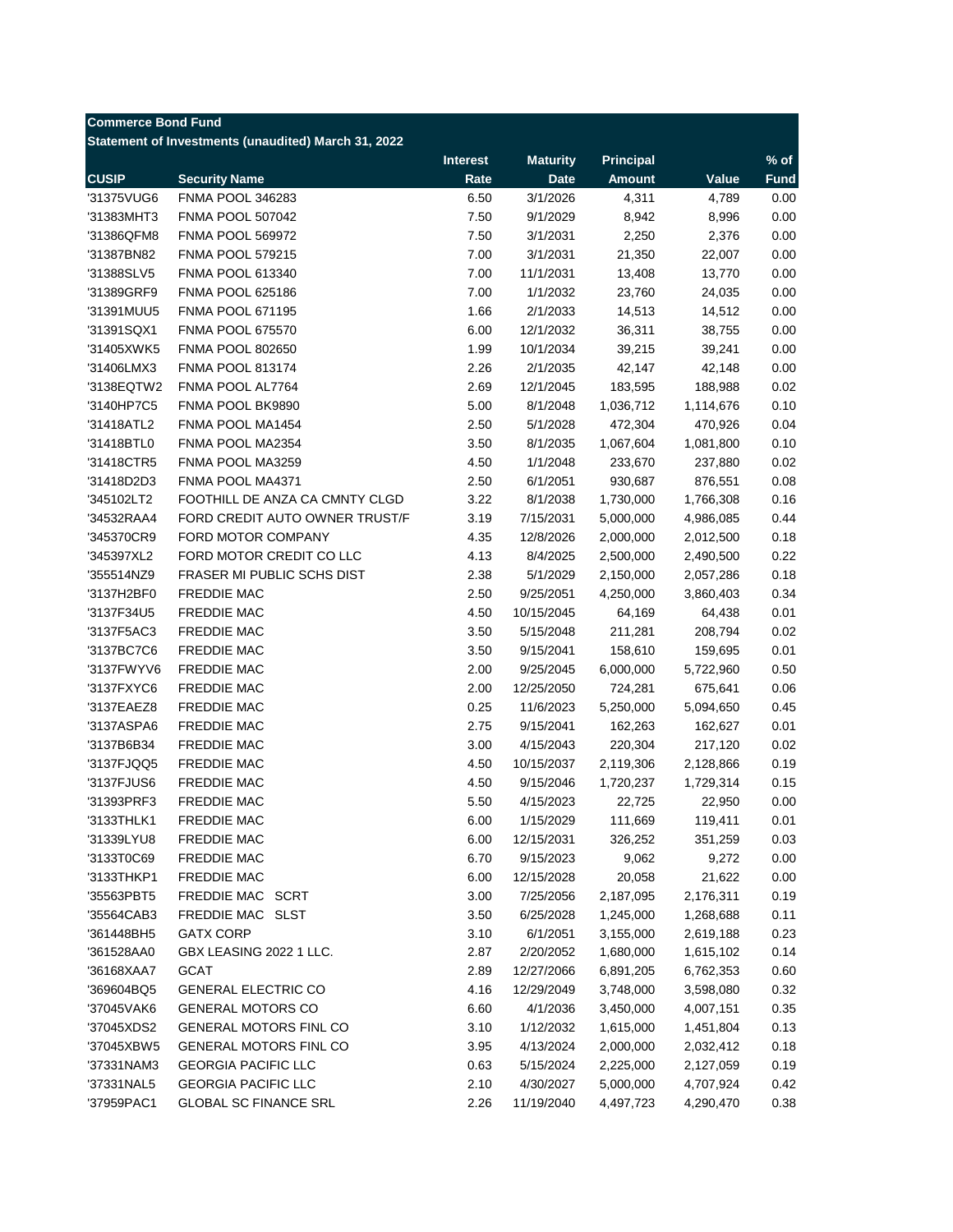**Commerce Bond Fund**

**Statement of Investments (unaudited) March 31, 2022**

| CUSIP | Security Name | Interest Rate | Maturity Date | Principal Amount | Value | % of Fund |
|---|---|---|---|---|---|---|
| '31375VUG6 | FNMA POOL 346283 | 6.50 | 3/1/2026 | 4,311 | 4,789 | 0.00 |
| '31383MHT3 | FNMA POOL 507042 | 7.50 | 9/1/2029 | 8,942 | 8,996 | 0.00 |
| '31386QFM8 | FNMA POOL 569972 | 7.50 | 3/1/2031 | 2,250 | 2,376 | 0.00 |
| '31387BN82 | FNMA POOL 579215 | 7.00 | 3/1/2031 | 21,350 | 22,007 | 0.00 |
| '31388SLV5 | FNMA POOL 613340 | 7.00 | 11/1/2031 | 13,408 | 13,770 | 0.00 |
| '31389GRF9 | FNMA POOL 625186 | 7.00 | 1/1/2032 | 23,760 | 24,035 | 0.00 |
| '31391MUU5 | FNMA POOL 671195 | 1.66 | 2/1/2033 | 14,513 | 14,512 | 0.00 |
| '31391SQX1 | FNMA POOL 675570 | 6.00 | 12/1/2032 | 36,311 | 38,755 | 0.00 |
| '31405XWK5 | FNMA POOL 802650 | 1.99 | 10/1/2034 | 39,215 | 39,241 | 0.00 |
| '31406LMX3 | FNMA POOL 813174 | 2.26 | 2/1/2035 | 42,147 | 42,148 | 0.00 |
| '3138EQTW2 | FNMA POOL AL7764 | 2.69 | 12/1/2045 | 183,595 | 188,988 | 0.02 |
| '3140HP7C5 | FNMA POOL BK9890 | 5.00 | 8/1/2048 | 1,036,712 | 1,114,676 | 0.10 |
| '31418ATL2 | FNMA POOL MA1454 | 2.50 | 5/1/2028 | 472,304 | 470,926 | 0.04 |
| '31418BTL0 | FNMA POOL MA2354 | 3.50 | 8/1/2035 | 1,067,604 | 1,081,800 | 0.10 |
| '31418CTR5 | FNMA POOL MA3259 | 4.50 | 1/1/2048 | 233,670 | 237,880 | 0.02 |
| '31418D2D3 | FNMA POOL MA4371 | 2.50 | 6/1/2051 | 930,687 | 876,551 | 0.08 |
| '345102LT2 | FOOTHILL DE ANZA CA CMNTY CLGD | 3.22 | 8/1/2038 | 1,730,000 | 1,766,308 | 0.16 |
| '34532RAA4 | FORD CREDIT AUTO OWNER TRUST/F | 3.19 | 7/15/2031 | 5,000,000 | 4,986,085 | 0.44 |
| '345370CR9 | FORD MOTOR COMPANY | 4.35 | 12/8/2026 | 2,000,000 | 2,012,500 | 0.18 |
| '345397XL2 | FORD MOTOR CREDIT CO LLC | 4.13 | 8/4/2025 | 2,500,000 | 2,490,500 | 0.22 |
| '355514NZ9 | FRASER MI PUBLIC SCHS DIST | 2.38 | 5/1/2029 | 2,150,000 | 2,057,286 | 0.18 |
| '3137H2BF0 | FREDDIE MAC | 2.50 | 9/25/2051 | 4,250,000 | 3,860,403 | 0.34 |
| '3137F34U5 | FREDDIE MAC | 4.50 | 10/15/2045 | 64,169 | 64,438 | 0.01 |
| '3137F5AC3 | FREDDIE MAC | 3.50 | 5/15/2048 | 211,281 | 208,794 | 0.02 |
| '3137BC7C6 | FREDDIE MAC | 3.50 | 9/15/2041 | 158,610 | 159,695 | 0.01 |
| '3137FWYV6 | FREDDIE MAC | 2.00 | 9/25/2045 | 6,000,000 | 5,722,960 | 0.50 |
| '3137FXYC6 | FREDDIE MAC | 2.00 | 12/25/2050 | 724,281 | 675,641 | 0.06 |
| '3137EAEZ8 | FREDDIE MAC | 0.25 | 11/6/2023 | 5,250,000 | 5,094,650 | 0.45 |
| '3137ASPA6 | FREDDIE MAC | 2.75 | 9/15/2041 | 162,263 | 162,627 | 0.01 |
| '3137B6B34 | FREDDIE MAC | 3.00 | 4/15/2043 | 220,304 | 217,120 | 0.02 |
| '3137FJQQ5 | FREDDIE MAC | 4.50 | 10/15/2037 | 2,119,306 | 2,128,866 | 0.19 |
| '3137FJUS6 | FREDDIE MAC | 4.50 | 9/15/2046 | 1,720,237 | 1,729,314 | 0.15 |
| '31393PRF3 | FREDDIE MAC | 5.50 | 4/15/2023 | 22,725 | 22,950 | 0.00 |
| '3133THLK1 | FREDDIE MAC | 6.00 | 1/15/2029 | 111,669 | 119,411 | 0.01 |
| '31339LYU8 | FREDDIE MAC | 6.00 | 12/15/2031 | 326,252 | 351,259 | 0.03 |
| '3133T0C69 | FREDDIE MAC | 6.70 | 9/15/2023 | 9,062 | 9,272 | 0.00 |
| '3133THKP1 | FREDDIE MAC | 6.00 | 12/15/2028 | 20,058 | 21,622 | 0.00 |
| '35563PBT5 | FREDDIE MAC SCRT | 3.00 | 7/25/2056 | 2,187,095 | 2,176,311 | 0.19 |
| '35564CAB3 | FREDDIE MAC SLST | 3.50 | 6/25/2028 | 1,245,000 | 1,268,688 | 0.11 |
| '361448BH5 | GATX CORP | 3.10 | 6/1/2051 | 3,155,000 | 2,619,188 | 0.23 |
| '361528AA0 | GBX LEASING 2022 1 LLC. | 2.87 | 2/20/2052 | 1,680,000 | 1,615,102 | 0.14 |
| '36168XAA7 | GCAT | 2.89 | 12/27/2066 | 6,891,205 | 6,762,353 | 0.60 |
| '369604BQ5 | GENERAL ELECTRIC CO | 4.16 | 12/29/2049 | 3,748,000 | 3,598,080 | 0.32 |
| '37045VAK6 | GENERAL MOTORS CO | 6.60 | 4/1/2036 | 3,450,000 | 4,007,151 | 0.35 |
| '37045XDS2 | GENERAL MOTORS FINL CO | 3.10 | 1/12/2032 | 1,615,000 | 1,451,804 | 0.13 |
| '37045XBW5 | GENERAL MOTORS FINL CO | 3.95 | 4/13/2024 | 2,000,000 | 2,032,412 | 0.18 |
| '37331NAM3 | GEORGIA PACIFIC LLC | 0.63 | 5/15/2024 | 2,225,000 | 2,127,059 | 0.19 |
| '37331NAL5 | GEORGIA PACIFIC LLC | 2.10 | 4/30/2027 | 5,000,000 | 4,707,924 | 0.42 |
| '37959PAC1 | GLOBAL SC FINANCE SRL | 2.26 | 11/19/2040 | 4,497,723 | 4,290,470 | 0.38 |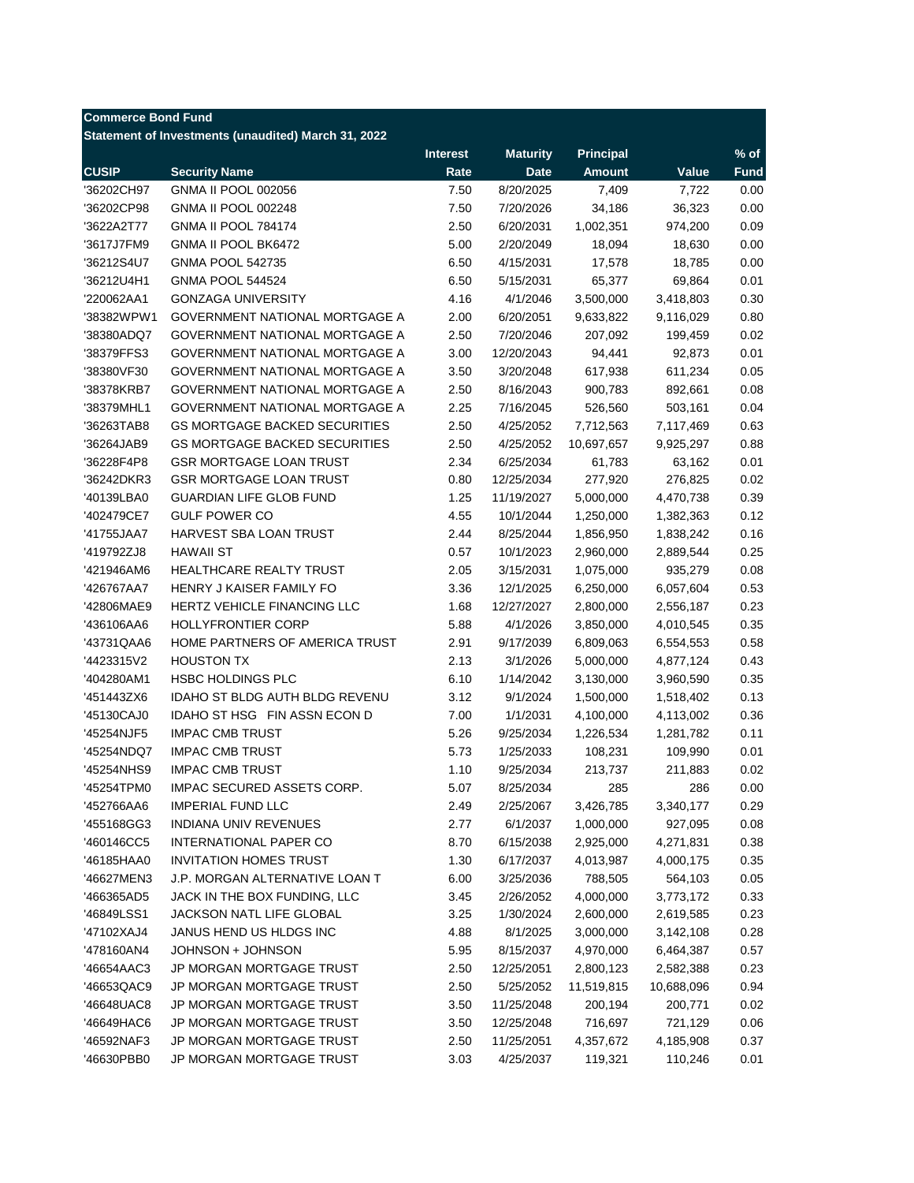**Commerce Bond Fund**

**Statement of Investments (unaudited) March 31, 2022**

| CUSIP | Security Name | Interest Rate | Maturity Date | Principal Amount | Value | % of Fund |
|---|---|---|---|---|---|---|
| '36202CH97 | GNMA II POOL 002056 | 7.50 | 8/20/2025 | 7,409 | 7,722 | 0.00 |
| '36202CP98 | GNMA II POOL 002248 | 7.50 | 7/20/2026 | 34,186 | 36,323 | 0.00 |
| '3622A2T77 | GNMA II POOL 784174 | 2.50 | 6/20/2031 | 1,002,351 | 974,200 | 0.09 |
| '3617J7FM9 | GNMA II POOL BK6472 | 5.00 | 2/20/2049 | 18,094 | 18,630 | 0.00 |
| '36212S4U7 | GNMA POOL 542735 | 6.50 | 4/15/2031 | 17,578 | 18,785 | 0.00 |
| '36212U4H1 | GNMA POOL 544524 | 6.50 | 5/15/2031 | 65,377 | 69,864 | 0.01 |
| '220062AA1 | GONZAGA UNIVERSITY | 4.16 | 4/1/2046 | 3,500,000 | 3,418,803 | 0.30 |
| '38382WPW1 | GOVERNMENT NATIONAL MORTGAGE A | 2.00 | 6/20/2051 | 9,633,822 | 9,116,029 | 0.80 |
| '38380ADQ7 | GOVERNMENT NATIONAL MORTGAGE A | 2.50 | 7/20/2046 | 207,092 | 199,459 | 0.02 |
| '38379FFS3 | GOVERNMENT NATIONAL MORTGAGE A | 3.00 | 12/20/2043 | 94,441 | 92,873 | 0.01 |
| '38380VF30 | GOVERNMENT NATIONAL MORTGAGE A | 3.50 | 3/20/2048 | 617,938 | 611,234 | 0.05 |
| '38378KRB7 | GOVERNMENT NATIONAL MORTGAGE A | 2.50 | 8/16/2043 | 900,783 | 892,661 | 0.08 |
| '38379MHL1 | GOVERNMENT NATIONAL MORTGAGE A | 2.25 | 7/16/2045 | 526,560 | 503,161 | 0.04 |
| '36263TAB8 | GS MORTGAGE BACKED SECURITIES | 2.50 | 4/25/2052 | 7,712,563 | 7,117,469 | 0.63 |
| '36264JAB9 | GS MORTGAGE BACKED SECURITIES | 2.50 | 4/25/2052 | 10,697,657 | 9,925,297 | 0.88 |
| '36228F4P8 | GSR MORTGAGE LOAN TRUST | 2.34 | 6/25/2034 | 61,783 | 63,162 | 0.01 |
| '36242DKR3 | GSR MORTGAGE LOAN TRUST | 0.80 | 12/25/2034 | 277,920 | 276,825 | 0.02 |
| '40139LBA0 | GUARDIAN LIFE GLOB FUND | 1.25 | 11/19/2027 | 5,000,000 | 4,470,738 | 0.39 |
| '402479CE7 | GULF POWER CO | 4.55 | 10/1/2044 | 1,250,000 | 1,382,363 | 0.12 |
| '41755JAA7 | HARVEST SBA LOAN TRUST | 2.44 | 8/25/2044 | 1,856,950 | 1,838,242 | 0.16 |
| '419792ZJ8 | HAWAII ST | 0.57 | 10/1/2023 | 2,960,000 | 2,889,544 | 0.25 |
| '421946AM6 | HEALTHCARE REALTY TRUST | 2.05 | 3/15/2031 | 1,075,000 | 935,279 | 0.08 |
| '426767AA7 | HENRY J KAISER FAMILY FO | 3.36 | 12/1/2025 | 6,250,000 | 6,057,604 | 0.53 |
| '42806MAE9 | HERTZ VEHICLE FINANCING LLC | 1.68 | 12/27/2027 | 2,800,000 | 2,556,187 | 0.23 |
| '436106AA6 | HOLLYFRONTIER CORP | 5.88 | 4/1/2026 | 3,850,000 | 4,010,545 | 0.35 |
| '43731QAA6 | HOME PARTNERS OF AMERICA TRUST | 2.91 | 9/17/2039 | 6,809,063 | 6,554,553 | 0.58 |
| '4423315V2 | HOUSTON TX | 2.13 | 3/1/2026 | 5,000,000 | 4,877,124 | 0.43 |
| '404280AM1 | HSBC HOLDINGS PLC | 6.10 | 1/14/2042 | 3,130,000 | 3,960,590 | 0.35 |
| '451443ZX6 | IDAHO ST BLDG AUTH BLDG REVENU | 3.12 | 9/1/2024 | 1,500,000 | 1,518,402 | 0.13 |
| '45130CAJ0 | IDAHO ST HSG FIN ASSN ECON D | 7.00 | 1/1/2031 | 4,100,000 | 4,113,002 | 0.36 |
| '45254NJF5 | IMPAC CMB TRUST | 5.26 | 9/25/2034 | 1,226,534 | 1,281,782 | 0.11 |
| '45254NDQ7 | IMPAC CMB TRUST | 5.73 | 1/25/2033 | 108,231 | 109,990 | 0.01 |
| '45254NHS9 | IMPAC CMB TRUST | 1.10 | 9/25/2034 | 213,737 | 211,883 | 0.02 |
| '45254TPM0 | IMPAC SECURED ASSETS CORP. | 5.07 | 8/25/2034 | 285 | 286 | 0.00 |
| '452766AA6 | IMPERIAL FUND LLC | 2.49 | 2/25/2067 | 3,426,785 | 3,340,177 | 0.29 |
| '455168GG3 | INDIANA UNIV REVENUES | 2.77 | 6/1/2037 | 1,000,000 | 927,095 | 0.08 |
| '460146CC5 | INTERNATIONAL PAPER CO | 8.70 | 6/15/2038 | 2,925,000 | 4,271,831 | 0.38 |
| '46185HAA0 | INVITATION HOMES TRUST | 1.30 | 6/17/2037 | 4,013,987 | 4,000,175 | 0.35 |
| '46627MEN3 | J.P. MORGAN ALTERNATIVE LOAN T | 6.00 | 3/25/2036 | 788,505 | 564,103 | 0.05 |
| '466365AD5 | JACK IN THE BOX FUNDING, LLC | 3.45 | 2/26/2052 | 4,000,000 | 3,773,172 | 0.33 |
| '46849LSS1 | JACKSON NATL LIFE GLOBAL | 3.25 | 1/30/2024 | 2,600,000 | 2,619,585 | 0.23 |
| '47102XAJ4 | JANUS HEND US HLDGS INC | 4.88 | 8/1/2025 | 3,000,000 | 3,142,108 | 0.28 |
| '478160AN4 | JOHNSON + JOHNSON | 5.95 | 8/15/2037 | 4,970,000 | 6,464,387 | 0.57 |
| '46654AAC3 | JP MORGAN MORTGAGE TRUST | 2.50 | 12/25/2051 | 2,800,123 | 2,582,388 | 0.23 |
| '46653QAC9 | JP MORGAN MORTGAGE TRUST | 2.50 | 5/25/2052 | 11,519,815 | 10,688,096 | 0.94 |
| '46648UAC8 | JP MORGAN MORTGAGE TRUST | 3.50 | 11/25/2048 | 200,194 | 200,771 | 0.02 |
| '46649HAC6 | JP MORGAN MORTGAGE TRUST | 3.50 | 12/25/2048 | 716,697 | 721,129 | 0.06 |
| '46592NAF3 | JP MORGAN MORTGAGE TRUST | 2.50 | 11/25/2051 | 4,357,672 | 4,185,908 | 0.37 |
| '46630PBB0 | JP MORGAN MORTGAGE TRUST | 3.03 | 4/25/2037 | 119,321 | 110,246 | 0.01 |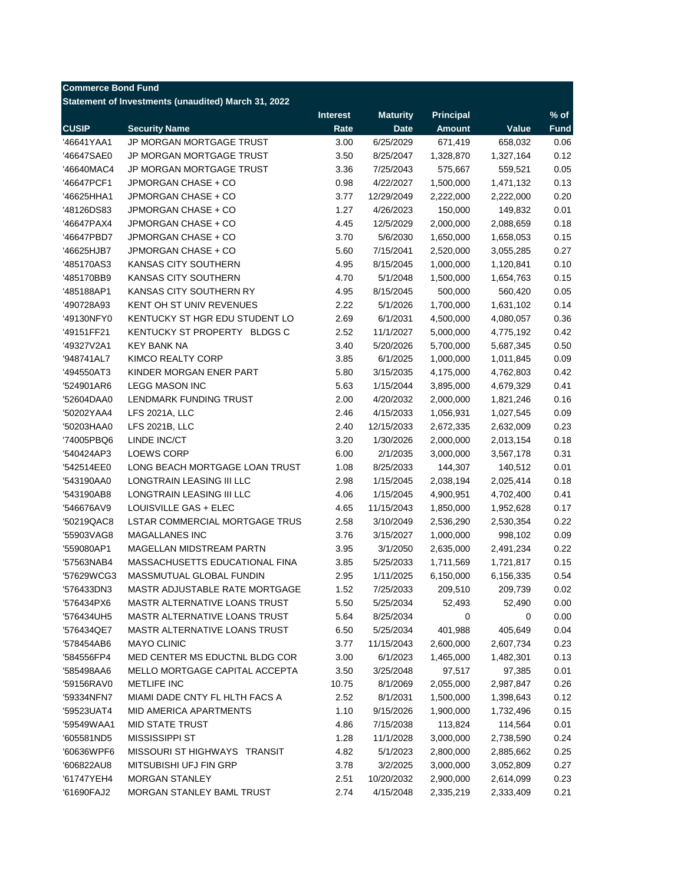**Commerce Bond Fund**

**Statement of Investments (unaudited) March 31, 2022**

| CUSIP | Security Name | Interest Rate | Maturity Date | Principal Amount | Value | % of Fund |
|---|---|---|---|---|---|---|
| '46641YAA1 | JP MORGAN MORTGAGE TRUST | 3.00 | 6/25/2029 | 671,419 | 658,032 | 0.06 |
| '46647SAE0 | JP MORGAN MORTGAGE TRUST | 3.50 | 8/25/2047 | 1,328,870 | 1,327,164 | 0.12 |
| '46640MAC4 | JP MORGAN MORTGAGE TRUST | 3.36 | 7/25/2043 | 575,667 | 559,521 | 0.05 |
| '46647PCF1 | JPMORGAN CHASE + CO | 0.98 | 4/22/2027 | 1,500,000 | 1,471,132 | 0.13 |
| '46625HHA1 | JPMORGAN CHASE + CO | 3.77 | 12/29/2049 | 2,222,000 | 2,222,000 | 0.20 |
| '48126DS83 | JPMORGAN CHASE + CO | 1.27 | 4/26/2023 | 150,000 | 149,832 | 0.01 |
| '46647PAX4 | JPMORGAN CHASE + CO | 4.45 | 12/5/2029 | 2,000,000 | 2,088,659 | 0.18 |
| '46647PBD7 | JPMORGAN CHASE + CO | 3.70 | 5/6/2030 | 1,650,000 | 1,658,053 | 0.15 |
| '46625HJB7 | JPMORGAN CHASE + CO | 5.60 | 7/15/2041 | 2,520,000 | 3,055,285 | 0.27 |
| '485170AS3 | KANSAS CITY SOUTHERN | 4.95 | 8/15/2045 | 1,000,000 | 1,120,841 | 0.10 |
| '485170BB9 | KANSAS CITY SOUTHERN | 4.70 | 5/1/2048 | 1,500,000 | 1,654,763 | 0.15 |
| '485188AP1 | KANSAS CITY SOUTHERN RY | 4.95 | 8/15/2045 | 500,000 | 560,420 | 0.05 |
| '490728A93 | KENT OH ST UNIV REVENUES | 2.22 | 5/1/2026 | 1,700,000 | 1,631,102 | 0.14 |
| '49130NFY0 | KENTUCKY ST HGR EDU STUDENT LO | 2.69 | 6/1/2031 | 4,500,000 | 4,080,057 | 0.36 |
| '49151FF21 | KENTUCKY ST PROPERTY BLDGS C | 2.52 | 11/1/2027 | 5,000,000 | 4,775,192 | 0.42 |
| '49327V2A1 | KEY BANK NA | 3.40 | 5/20/2026 | 5,700,000 | 5,687,345 | 0.50 |
| '948741AL7 | KIMCO REALTY CORP | 3.85 | 6/1/2025 | 1,000,000 | 1,011,845 | 0.09 |
| '494550AT3 | KINDER MORGAN ENER PART | 5.80 | 3/15/2035 | 4,175,000 | 4,762,803 | 0.42 |
| '524901AR6 | LEGG MASON INC | 5.63 | 1/15/2044 | 3,895,000 | 4,679,329 | 0.41 |
| '52604DAA0 | LENDMARK FUNDING TRUST | 2.00 | 4/20/2032 | 2,000,000 | 1,821,246 | 0.16 |
| '50202YAA4 | LFS 2021A, LLC | 2.46 | 4/15/2033 | 1,056,931 | 1,027,545 | 0.09 |
| '50203HAA0 | LFS 2021B, LLC | 2.40 | 12/15/2033 | 2,672,335 | 2,632,009 | 0.23 |
| '74005PBQ6 | LINDE INC/CT | 3.20 | 1/30/2026 | 2,000,000 | 2,013,154 | 0.18 |
| '540424AP3 | LOEWS CORP | 6.00 | 2/1/2035 | 3,000,000 | 3,567,178 | 0.31 |
| '542514EE0 | LONG BEACH MORTGAGE LOAN TRUST | 1.08 | 8/25/2033 | 144,307 | 140,512 | 0.01 |
| '543190AA0 | LONGTRAIN LEASING III LLC | 2.98 | 1/15/2045 | 2,038,194 | 2,025,414 | 0.18 |
| '543190AB8 | LONGTRAIN LEASING III LLC | 4.06 | 1/15/2045 | 4,900,951 | 4,702,400 | 0.41 |
| '546676AV9 | LOUISVILLE GAS + ELEC | 4.65 | 11/15/2043 | 1,850,000 | 1,952,628 | 0.17 |
| '50219QAC8 | LSTAR COMMERCIAL MORTGAGE TRUS | 2.58 | 3/10/2049 | 2,536,290 | 2,530,354 | 0.22 |
| '55903VAG8 | MAGALLANES INC | 3.76 | 3/15/2027 | 1,000,000 | 998,102 | 0.09 |
| '559080AP1 | MAGELLAN MIDSTREAM PARTN | 3.95 | 3/1/2050 | 2,635,000 | 2,491,234 | 0.22 |
| '57563NAB4 | MASSACHUSETTS EDUCATIONAL FINA | 3.85 | 5/25/2033 | 1,711,569 | 1,721,817 | 0.15 |
| '57629WCG3 | MASSMUTUAL GLOBAL FUNDIN | 2.95 | 1/11/2025 | 6,150,000 | 6,156,335 | 0.54 |
| '576433DN3 | MASTR ADJUSTABLE RATE MORTGAGE | 1.52 | 7/25/2033 | 209,510 | 209,739 | 0.02 |
| '576434PX6 | MASTR ALTERNATIVE LOANS TRUST | 5.50 | 5/25/2034 | 52,493 | 52,490 | 0.00 |
| '576434UH5 | MASTR ALTERNATIVE LOANS TRUST | 5.64 | 8/25/2034 | 0 | 0 | 0.00 |
| '576434QE7 | MASTR ALTERNATIVE LOANS TRUST | 6.50 | 5/25/2034 | 401,988 | 405,649 | 0.04 |
| '578454AB6 | MAYO CLINIC | 3.77 | 11/15/2043 | 2,600,000 | 2,607,734 | 0.23 |
| '584556FP4 | MED CENTER MS EDUCTNL BLDG COR | 3.00 | 6/1/2023 | 1,465,000 | 1,482,301 | 0.13 |
| '585498AA6 | MELLO MORTGAGE CAPITAL ACCEPTA | 3.50 | 3/25/2048 | 97,517 | 97,385 | 0.01 |
| '59156RAV0 | METLIFE INC | 10.75 | 8/1/2069 | 2,055,000 | 2,987,847 | 0.26 |
| '59334NFN7 | MIAMI DADE CNTY FL HLTH FACS A | 2.52 | 8/1/2031 | 1,500,000 | 1,398,643 | 0.12 |
| '59523UAT4 | MID AMERICA APARTMENTS | 1.10 | 9/15/2026 | 1,900,000 | 1,732,496 | 0.15 |
| '59549WAA1 | MID STATE TRUST | 4.86 | 7/15/2038 | 113,824 | 114,564 | 0.01 |
| '605581ND5 | MISSISSIPPI ST | 1.28 | 11/1/2028 | 3,000,000 | 2,738,590 | 0.24 |
| '60636WPF6 | MISSOURI ST HIGHWAYS TRANSIT | 4.82 | 5/1/2023 | 2,800,000 | 2,885,662 | 0.25 |
| '606822AU8 | MITSUBISHI UFJ FIN GRP | 3.78 | 3/2/2025 | 3,000,000 | 3,052,809 | 0.27 |
| '61747YEH4 | MORGAN STANLEY | 2.51 | 10/20/2032 | 2,900,000 | 2,614,099 | 0.23 |
| '61690FAJ2 | MORGAN STANLEY BAML TRUST | 2.74 | 4/15/2048 | 2,335,219 | 2,333,409 | 0.21 |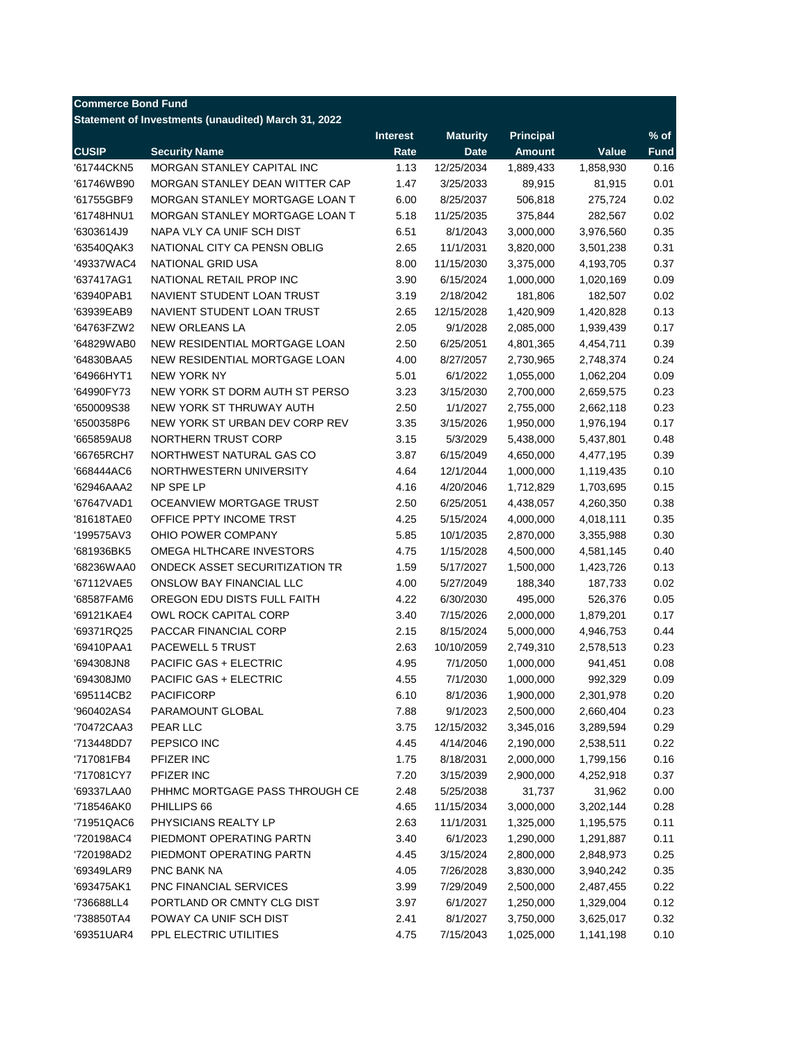**Commerce Bond Fund**

**Statement of Investments (unaudited) March 31, 2022**

| CUSIP | Security Name | Interest Rate | Maturity Date | Principal Amount | Value | % of Fund |
|---|---|---|---|---|---|---|
| '61744CKN5 | MORGAN STANLEY CAPITAL INC | 1.13 | 12/25/2034 | 1,889,433 | 1,858,930 | 0.16 |
| '61746WB90 | MORGAN STANLEY DEAN WITTER CAP | 1.47 | 3/25/2033 | 89,915 | 81,915 | 0.01 |
| '61755GBF9 | MORGAN STANLEY MORTGAGE LOAN T | 6.00 | 8/25/2037 | 506,818 | 275,724 | 0.02 |
| '61748HNU1 | MORGAN STANLEY MORTGAGE LOAN T | 5.18 | 11/25/2035 | 375,844 | 282,567 | 0.02 |
| '6303614J9 | NAPA VLY CA UNIF SCH DIST | 6.51 | 8/1/2043 | 3,000,000 | 3,976,560 | 0.35 |
| '63540QAK3 | NATIONAL CITY CA PENSN OBLIG | 2.65 | 11/1/2031 | 3,820,000 | 3,501,238 | 0.31 |
| '49337WAC4 | NATIONAL GRID USA | 8.00 | 11/15/2030 | 3,375,000 | 4,193,705 | 0.37 |
| '637417AG1 | NATIONAL RETAIL PROP INC | 3.90 | 6/15/2024 | 1,000,000 | 1,020,169 | 0.09 |
| '63940PAB1 | NAVIENT STUDENT LOAN TRUST | 3.19 | 2/18/2042 | 181,806 | 182,507 | 0.02 |
| '63939EAB9 | NAVIENT STUDENT LOAN TRUST | 2.65 | 12/15/2028 | 1,420,909 | 1,420,828 | 0.13 |
| '64763FZW2 | NEW ORLEANS LA | 2.05 | 9/1/2028 | 2,085,000 | 1,939,439 | 0.17 |
| '64829WAB0 | NEW RESIDENTIAL MORTGAGE LOAN | 2.50 | 6/25/2051 | 4,801,365 | 4,454,711 | 0.39 |
| '64830BAA5 | NEW RESIDENTIAL MORTGAGE LOAN | 4.00 | 8/27/2057 | 2,730,965 | 2,748,374 | 0.24 |
| '64966HYT1 | NEW YORK NY | 5.01 | 6/1/2022 | 1,055,000 | 1,062,204 | 0.09 |
| '64990FY73 | NEW YORK ST DORM AUTH ST PERSO | 3.23 | 3/15/2030 | 2,700,000 | 2,659,575 | 0.23 |
| '650009S38 | NEW YORK ST THRUWAY AUTH | 2.50 | 1/1/2027 | 2,755,000 | 2,662,118 | 0.23 |
| '6500358P6 | NEW YORK ST URBAN DEV CORP REV | 3.35 | 3/15/2026 | 1,950,000 | 1,976,194 | 0.17 |
| '665859AU8 | NORTHERN TRUST CORP | 3.15 | 5/3/2029 | 5,438,000 | 5,437,801 | 0.48 |
| '66765RCH7 | NORTHWEST NATURAL GAS CO | 3.87 | 6/15/2049 | 4,650,000 | 4,477,195 | 0.39 |
| '668444AC6 | NORTHWESTERN UNIVERSITY | 4.64 | 12/1/2044 | 1,000,000 | 1,119,435 | 0.10 |
| '62946AAA2 | NP SPE LP | 4.16 | 4/20/2046 | 1,712,829 | 1,703,695 | 0.15 |
| '67647VAD1 | OCEANVIEW MORTGAGE TRUST | 2.50 | 6/25/2051 | 4,438,057 | 4,260,350 | 0.38 |
| '81618TAE0 | OFFICE PPTY INCOME TRST | 4.25 | 5/15/2024 | 4,000,000 | 4,018,111 | 0.35 |
| '199575AV3 | OHIO POWER COMPANY | 5.85 | 10/1/2035 | 2,870,000 | 3,355,988 | 0.30 |
| '681936BK5 | OMEGA HLTHCARE INVESTORS | 4.75 | 1/15/2028 | 4,500,000 | 4,581,145 | 0.40 |
| '68236WAA0 | ONDECK ASSET SECURITIZATION TR | 1.59 | 5/17/2027 | 1,500,000 | 1,423,726 | 0.13 |
| '67112VAE5 | ONSLOW BAY FINANCIAL LLC | 4.00 | 5/27/2049 | 188,340 | 187,733 | 0.02 |
| '68587FAM6 | OREGON EDU DISTS FULL FAITH | 4.22 | 6/30/2030 | 495,000 | 526,376 | 0.05 |
| '69121KAE4 | OWL ROCK CAPITAL CORP | 3.40 | 7/15/2026 | 2,000,000 | 1,879,201 | 0.17 |
| '69371RQ25 | PACCAR FINANCIAL CORP | 2.15 | 8/15/2024 | 5,000,000 | 4,946,753 | 0.44 |
| '69410PAA1 | PACEWELL 5 TRUST | 2.63 | 10/10/2059 | 2,749,310 | 2,578,513 | 0.23 |
| '694308JN8 | PACIFIC GAS + ELECTRIC | 4.95 | 7/1/2050 | 1,000,000 | 941,451 | 0.08 |
| '694308JM0 | PACIFIC GAS + ELECTRIC | 4.55 | 7/1/2030 | 1,000,000 | 992,329 | 0.09 |
| '695114CB2 | PACIFICORP | 6.10 | 8/1/2036 | 1,900,000 | 2,301,978 | 0.20 |
| '960402AS4 | PARAMOUNT GLOBAL | 7.88 | 9/1/2023 | 2,500,000 | 2,660,404 | 0.23 |
| '70472CAA3 | PEAR LLC | 3.75 | 12/15/2032 | 3,345,016 | 3,289,594 | 0.29 |
| '713448DD7 | PEPSICO INC | 4.45 | 4/14/2046 | 2,190,000 | 2,538,511 | 0.22 |
| '717081FB4 | PFIZER INC | 1.75 | 8/18/2031 | 2,000,000 | 1,799,156 | 0.16 |
| '717081CY7 | PFIZER INC | 7.20 | 3/15/2039 | 2,900,000 | 4,252,918 | 0.37 |
| '69337LAA0 | PHHMC MORTGAGE PASS THROUGH CE | 2.48 | 5/25/2038 | 31,737 | 31,962 | 0.00 |
| '718546AK0 | PHILLIPS 66 | 4.65 | 11/15/2034 | 3,000,000 | 3,202,144 | 0.28 |
| '71951QAC6 | PHYSICIANS REALTY LP | 2.63 | 11/1/2031 | 1,325,000 | 1,195,575 | 0.11 |
| '720198AC4 | PIEDMONT OPERATING PARTN | 3.40 | 6/1/2023 | 1,290,000 | 1,291,887 | 0.11 |
| '720198AD2 | PIEDMONT OPERATING PARTN | 4.45 | 3/15/2024 | 2,800,000 | 2,848,973 | 0.25 |
| '69349LAR9 | PNC BANK NA | 4.05 | 7/26/2028 | 3,830,000 | 3,940,242 | 0.35 |
| '693475AK1 | PNC FINANCIAL SERVICES | 3.99 | 7/29/2049 | 2,500,000 | 2,487,455 | 0.22 |
| '736688LL4 | PORTLAND OR CMNTY CLG DIST | 3.97 | 6/1/2027 | 1,250,000 | 1,329,004 | 0.12 |
| '738850TA4 | POWAY CA UNIF SCH DIST | 2.41 | 8/1/2027 | 3,750,000 | 3,625,017 | 0.32 |
| '69351UAR4 | PPL ELECTRIC UTILITIES | 4.75 | 7/15/2043 | 1,025,000 | 1,141,198 | 0.10 |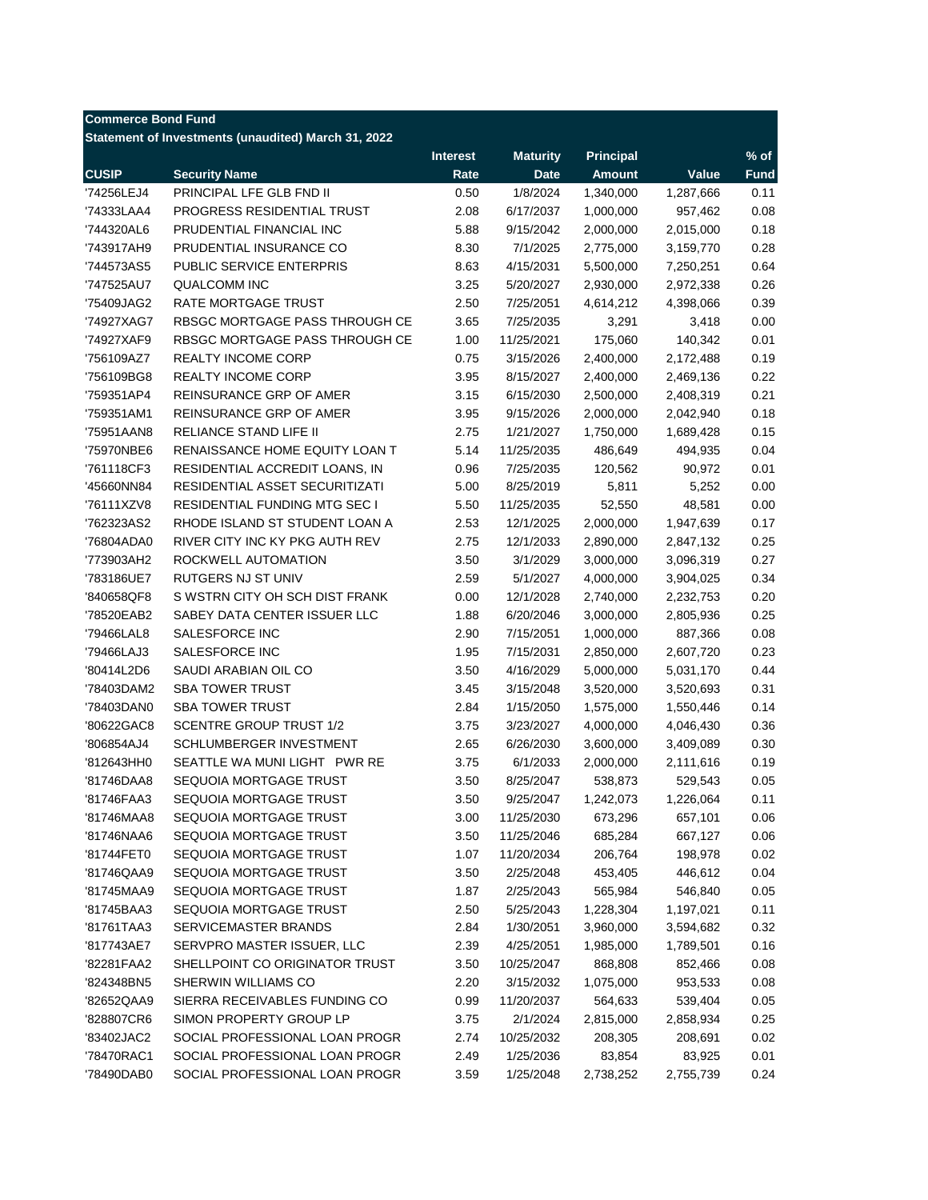**Commerce Bond Fund**

**Statement of Investments (unaudited) March 31, 2022**

| CUSIP | Security Name | Interest Rate | Maturity Date | Principal Amount | Value | % of Fund |
|---|---|---|---|---|---|---|
| '74256LEJ4 | PRINCIPAL LFE GLB FND II | 0.50 | 1/8/2024 | 1,340,000 | 1,287,666 | 0.11 |
| '74333LAA4 | PROGRESS RESIDENTIAL TRUST | 2.08 | 6/17/2037 | 1,000,000 | 957,462 | 0.08 |
| '744320AL6 | PRUDENTIAL FINANCIAL INC | 5.88 | 9/15/2042 | 2,000,000 | 2,015,000 | 0.18 |
| '743917AH9 | PRUDENTIAL INSURANCE CO | 8.30 | 7/1/2025 | 2,775,000 | 3,159,770 | 0.28 |
| '744573AS5 | PUBLIC SERVICE ENTERPRIS | 8.63 | 4/15/2031 | 5,500,000 | 7,250,251 | 0.64 |
| '747525AU7 | QUALCOMM INC | 3.25 | 5/20/2027 | 2,930,000 | 2,972,338 | 0.26 |
| '75409JAG2 | RATE MORTGAGE TRUST | 2.50 | 7/25/2051 | 4,614,212 | 4,398,066 | 0.39 |
| '74927XAG7 | RBSGC MORTGAGE PASS THROUGH CE | 3.65 | 7/25/2035 | 3,291 | 3,418 | 0.00 |
| '74927XAF9 | RBSGC MORTGAGE PASS THROUGH CE | 1.00 | 11/25/2021 | 175,060 | 140,342 | 0.01 |
| '756109AZ7 | REALTY INCOME CORP | 0.75 | 3/15/2026 | 2,400,000 | 2,172,488 | 0.19 |
| '756109BG8 | REALTY INCOME CORP | 3.95 | 8/15/2027 | 2,400,000 | 2,469,136 | 0.22 |
| '759351AP4 | REINSURANCE GRP OF AMER | 3.15 | 6/15/2030 | 2,500,000 | 2,408,319 | 0.21 |
| '759351AM1 | REINSURANCE GRP OF AMER | 3.95 | 9/15/2026 | 2,000,000 | 2,042,940 | 0.18 |
| '75951AAN8 | RELIANCE STAND LIFE II | 2.75 | 1/21/2027 | 1,750,000 | 1,689,428 | 0.15 |
| '75970NBE6 | RENAISSANCE HOME EQUITY LOAN T | 5.14 | 11/25/2035 | 486,649 | 494,935 | 0.04 |
| '761118CF3 | RESIDENTIAL ACCREDIT LOANS, IN | 0.96 | 7/25/2035 | 120,562 | 90,972 | 0.01 |
| '45660NN84 | RESIDENTIAL ASSET SECURITIZATI | 5.00 | 8/25/2019 | 5,811 | 5,252 | 0.00 |
| '76111XZV8 | RESIDENTIAL FUNDING MTG SEC I | 5.50 | 11/25/2035 | 52,550 | 48,581 | 0.00 |
| '762323AS2 | RHODE ISLAND ST STUDENT LOAN A | 2.53 | 12/1/2025 | 2,000,000 | 1,947,639 | 0.17 |
| '76804ADA0 | RIVER CITY INC KY PKG AUTH REV | 2.75 | 12/1/2033 | 2,890,000 | 2,847,132 | 0.25 |
| '773903AH2 | ROCKWELL AUTOMATION | 3.50 | 3/1/2029 | 3,000,000 | 3,096,319 | 0.27 |
| '783186UE7 | RUTGERS NJ ST UNIV | 2.59 | 5/1/2027 | 4,000,000 | 3,904,025 | 0.34 |
| '840658QF8 | S WSTRN CITY OH SCH DIST FRANK | 0.00 | 12/1/2028 | 2,740,000 | 2,232,753 | 0.20 |
| '78520EAB2 | SABEY DATA CENTER ISSUER LLC | 1.88 | 6/20/2046 | 3,000,000 | 2,805,936 | 0.25 |
| '79466LAL8 | SALESFORCE INC | 2.90 | 7/15/2051 | 1,000,000 | 887,366 | 0.08 |
| '79466LAJ3 | SALESFORCE INC | 1.95 | 7/15/2031 | 2,850,000 | 2,607,720 | 0.23 |
| '80414L2D6 | SAUDI ARABIAN OIL CO | 3.50 | 4/16/2029 | 5,000,000 | 5,031,170 | 0.44 |
| '78403DAM2 | SBA TOWER TRUST | 3.45 | 3/15/2048 | 3,520,000 | 3,520,693 | 0.31 |
| '78403DAN0 | SBA TOWER TRUST | 2.84 | 1/15/2050 | 1,575,000 | 1,550,446 | 0.14 |
| '80622GAC8 | SCENTRE GROUP TRUST 1/2 | 3.75 | 3/23/2027 | 4,000,000 | 4,046,430 | 0.36 |
| '806854AJ4 | SCHLUMBERGER INVESTMENT | 2.65 | 6/26/2030 | 3,600,000 | 3,409,089 | 0.30 |
| '812643HH0 | SEATTLE WA MUNI LIGHT PWR RE | 3.75 | 6/1/2033 | 2,000,000 | 2,111,616 | 0.19 |
| '81746DAA8 | SEQUOIA MORTGAGE TRUST | 3.50 | 8/25/2047 | 538,873 | 529,543 | 0.05 |
| '81746FAA3 | SEQUOIA MORTGAGE TRUST | 3.50 | 9/25/2047 | 1,242,073 | 1,226,064 | 0.11 |
| '81746MAA8 | SEQUOIA MORTGAGE TRUST | 3.00 | 11/25/2030 | 673,296 | 657,101 | 0.06 |
| '81746NAA6 | SEQUOIA MORTGAGE TRUST | 3.50 | 11/25/2046 | 685,284 | 667,127 | 0.06 |
| '81744FET0 | SEQUOIA MORTGAGE TRUST | 1.07 | 11/20/2034 | 206,764 | 198,978 | 0.02 |
| '81746QAA9 | SEQUOIA MORTGAGE TRUST | 3.50 | 2/25/2048 | 453,405 | 446,612 | 0.04 |
| '81745MAA9 | SEQUOIA MORTGAGE TRUST | 1.87 | 2/25/2043 | 565,984 | 546,840 | 0.05 |
| '81745BAA3 | SEQUOIA MORTGAGE TRUST | 2.50 | 5/25/2043 | 1,228,304 | 1,197,021 | 0.11 |
| '81761TAA3 | SERVICEMASTER BRANDS | 2.84 | 1/30/2051 | 3,960,000 | 3,594,682 | 0.32 |
| '817743AE7 | SERVPRO MASTER ISSUER, LLC | 2.39 | 4/25/2051 | 1,985,000 | 1,789,501 | 0.16 |
| '82281FAA2 | SHELLPOINT CO ORIGINATOR TRUST | 3.50 | 10/25/2047 | 868,808 | 852,466 | 0.08 |
| '824348BN5 | SHERWIN WILLIAMS CO | 2.20 | 3/15/2032 | 1,075,000 | 953,533 | 0.08 |
| '82652QAA9 | SIERRA RECEIVABLES FUNDING CO | 0.99 | 11/20/2037 | 564,633 | 539,404 | 0.05 |
| '828807CR6 | SIMON PROPERTY GROUP LP | 3.75 | 2/1/2024 | 2,815,000 | 2,858,934 | 0.25 |
| '83402JAC2 | SOCIAL PROFESSIONAL LOAN PROGR | 2.74 | 10/25/2032 | 208,305 | 208,691 | 0.02 |
| '78470RAC1 | SOCIAL PROFESSIONAL LOAN PROGR | 2.49 | 1/25/2036 | 83,854 | 83,925 | 0.01 |
| '78490DAB0 | SOCIAL PROFESSIONAL LOAN PROGR | 3.59 | 1/25/2048 | 2,738,252 | 2,755,739 | 0.24 |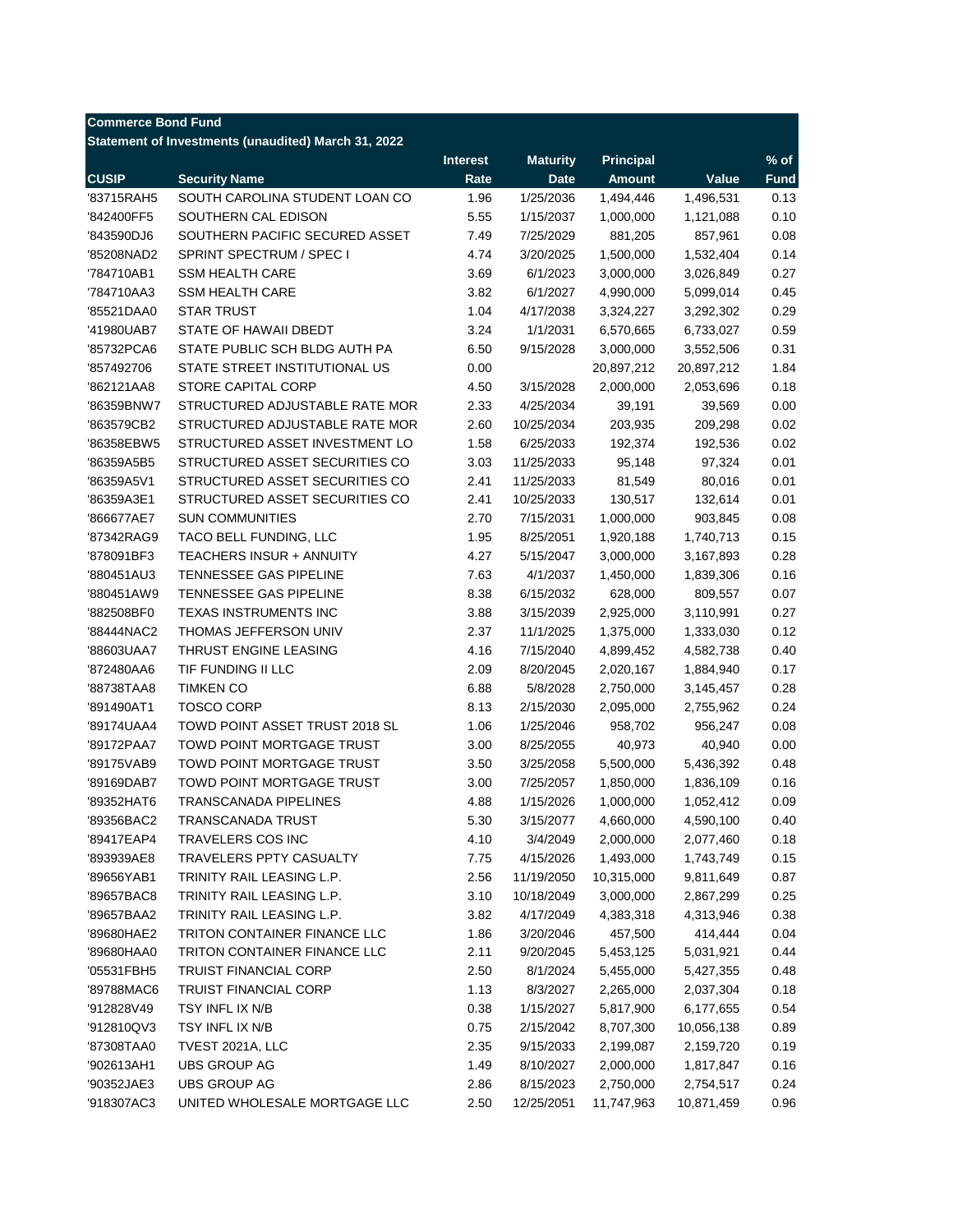**Commerce Bond Fund**

**Statement of Investments (unaudited) March 31, 2022**

| CUSIP | Security Name | Interest Rate | Maturity Date | Principal Amount | Value | % of Fund |
|---|---|---|---|---|---|---|
| '83715RAH5 | SOUTH CAROLINA STUDENT LOAN CO | 1.96 | 1/25/2036 | 1,494,446 | 1,496,531 | 0.13 |
| '842400FF5 | SOUTHERN CAL EDISON | 5.55 | 1/15/2037 | 1,000,000 | 1,121,088 | 0.10 |
| '843590DJ6 | SOUTHERN PACIFIC SECURED ASSET | 7.49 | 7/25/2029 | 881,205 | 857,961 | 0.08 |
| '85208NAD2 | SPRINT SPECTRUM / SPEC I | 4.74 | 3/20/2025 | 1,500,000 | 1,532,404 | 0.14 |
| '784710AB1 | SSM HEALTH CARE | 3.69 | 6/1/2023 | 3,000,000 | 3,026,849 | 0.27 |
| '784710AA3 | SSM HEALTH CARE | 3.82 | 6/1/2027 | 4,990,000 | 5,099,014 | 0.45 |
| '85521DAA0 | STAR TRUST | 1.04 | 4/17/2038 | 3,324,227 | 3,292,302 | 0.29 |
| '41980UAB7 | STATE OF HAWAII DBEDT | 3.24 | 1/1/2031 | 6,570,665 | 6,733,027 | 0.59 |
| '85732PCA6 | STATE PUBLIC SCH BLDG AUTH PA | 6.50 | 9/15/2028 | 3,000,000 | 3,552,506 | 0.31 |
| '857492706 | STATE STREET INSTITUTIONAL US | 0.00 | | 20,897,212 | 20,897,212 | 1.84 |
| '862121AA8 | STORE CAPITAL CORP | 4.50 | 3/15/2028 | 2,000,000 | 2,053,696 | 0.18 |
| '86359BNW7 | STRUCTURED ADJUSTABLE RATE MOR | 2.33 | 4/25/2034 | 39,191 | 39,569 | 0.00 |
| '863579CB2 | STRUCTURED ADJUSTABLE RATE MOR | 2.60 | 10/25/2034 | 203,935 | 209,298 | 0.02 |
| '86358EBW5 | STRUCTURED ASSET INVESTMENT LO | 1.58 | 6/25/2033 | 192,374 | 192,536 | 0.02 |
| '86359A5B5 | STRUCTURED ASSET SECURITIES CO | 3.03 | 11/25/2033 | 95,148 | 97,324 | 0.01 |
| '86359A5V1 | STRUCTURED ASSET SECURITIES CO | 2.41 | 11/25/2033 | 81,549 | 80,016 | 0.01 |
| '86359A3E1 | STRUCTURED ASSET SECURITIES CO | 2.41 | 10/25/2033 | 130,517 | 132,614 | 0.01 |
| '866677AE7 | SUN COMMUNITIES | 2.70 | 7/15/2031 | 1,000,000 | 903,845 | 0.08 |
| '87342RAG9 | TACO BELL FUNDING, LLC | 1.95 | 8/25/2051 | 1,920,188 | 1,740,713 | 0.15 |
| '878091BF3 | TEACHERS INSUR + ANNUITY | 4.27 | 5/15/2047 | 3,000,000 | 3,167,893 | 0.28 |
| '880451AU3 | TENNESSEE GAS PIPELINE | 7.63 | 4/1/2037 | 1,450,000 | 1,839,306 | 0.16 |
| '880451AW9 | TENNESSEE GAS PIPELINE | 8.38 | 6/15/2032 | 628,000 | 809,557 | 0.07 |
| '882508BF0 | TEXAS INSTRUMENTS INC | 3.88 | 3/15/2039 | 2,925,000 | 3,110,991 | 0.27 |
| '88444NAC2 | THOMAS JEFFERSON UNIV | 2.37 | 11/1/2025 | 1,375,000 | 1,333,030 | 0.12 |
| '88603UAA7 | THRUST ENGINE LEASING | 4.16 | 7/15/2040 | 4,899,452 | 4,582,738 | 0.40 |
| '872480AA6 | TIF FUNDING II LLC | 2.09 | 8/20/2045 | 2,020,167 | 1,884,940 | 0.17 |
| '88738TAA8 | TIMKEN CO | 6.88 | 5/8/2028 | 2,750,000 | 3,145,457 | 0.28 |
| '891490AT1 | TOSCO CORP | 8.13 | 2/15/2030 | 2,095,000 | 2,755,962 | 0.24 |
| '89174UAA4 | TOWD POINT ASSET TRUST 2018 SL | 1.06 | 1/25/2046 | 958,702 | 956,247 | 0.08 |
| '89172PAA7 | TOWD POINT MORTGAGE TRUST | 3.00 | 8/25/2055 | 40,973 | 40,940 | 0.00 |
| '89175VAB9 | TOWD POINT MORTGAGE TRUST | 3.50 | 3/25/2058 | 5,500,000 | 5,436,392 | 0.48 |
| '89169DAB7 | TOWD POINT MORTGAGE TRUST | 3.00 | 7/25/2057 | 1,850,000 | 1,836,109 | 0.16 |
| '89352HAT6 | TRANSCANADA PIPELINES | 4.88 | 1/15/2026 | 1,000,000 | 1,052,412 | 0.09 |
| '89356BAC2 | TRANSCANADA TRUST | 5.30 | 3/15/2077 | 4,660,000 | 4,590,100 | 0.40 |
| '89417EAP4 | TRAVELERS COS INC | 4.10 | 3/4/2049 | 2,000,000 | 2,077,460 | 0.18 |
| '893939AE8 | TRAVELERS PPTY CASUALTY | 7.75 | 4/15/2026 | 1,493,000 | 1,743,749 | 0.15 |
| '89656YAB1 | TRINITY RAIL LEASING L.P. | 2.56 | 11/19/2050 | 10,315,000 | 9,811,649 | 0.87 |
| '89657BAC8 | TRINITY RAIL LEASING L.P. | 3.10 | 10/18/2049 | 3,000,000 | 2,867,299 | 0.25 |
| '89657BAA2 | TRINITY RAIL LEASING L.P. | 3.82 | 4/17/2049 | 4,383,318 | 4,313,946 | 0.38 |
| '89680HAE2 | TRITON CONTAINER FINANCE LLC | 1.86 | 3/20/2046 | 457,500 | 414,444 | 0.04 |
| '89680HAA0 | TRITON CONTAINER FINANCE LLC | 2.11 | 9/20/2045 | 5,453,125 | 5,031,921 | 0.44 |
| '05531FBH5 | TRUIST FINANCIAL CORP | 2.50 | 8/1/2024 | 5,455,000 | 5,427,355 | 0.48 |
| '89788MAC6 | TRUIST FINANCIAL CORP | 1.13 | 8/3/2027 | 2,265,000 | 2,037,304 | 0.18 |
| '912828V49 | TSY INFL IX N/B | 0.38 | 1/15/2027 | 5,817,900 | 6,177,655 | 0.54 |
| '912810QV3 | TSY INFL IX N/B | 0.75 | 2/15/2042 | 8,707,300 | 10,056,138 | 0.89 |
| '87308TAA0 | TVEST 2021A, LLC | 2.35 | 9/15/2033 | 2,199,087 | 2,159,720 | 0.19 |
| '902613AH1 | UBS GROUP AG | 1.49 | 8/10/2027 | 2,000,000 | 1,817,847 | 0.16 |
| '90352JAE3 | UBS GROUP AG | 2.86 | 8/15/2023 | 2,750,000 | 2,754,517 | 0.24 |
| '918307AC3 | UNITED WHOLESALE MORTGAGE LLC | 2.50 | 12/25/2051 | 11,747,963 | 10,871,459 | 0.96 |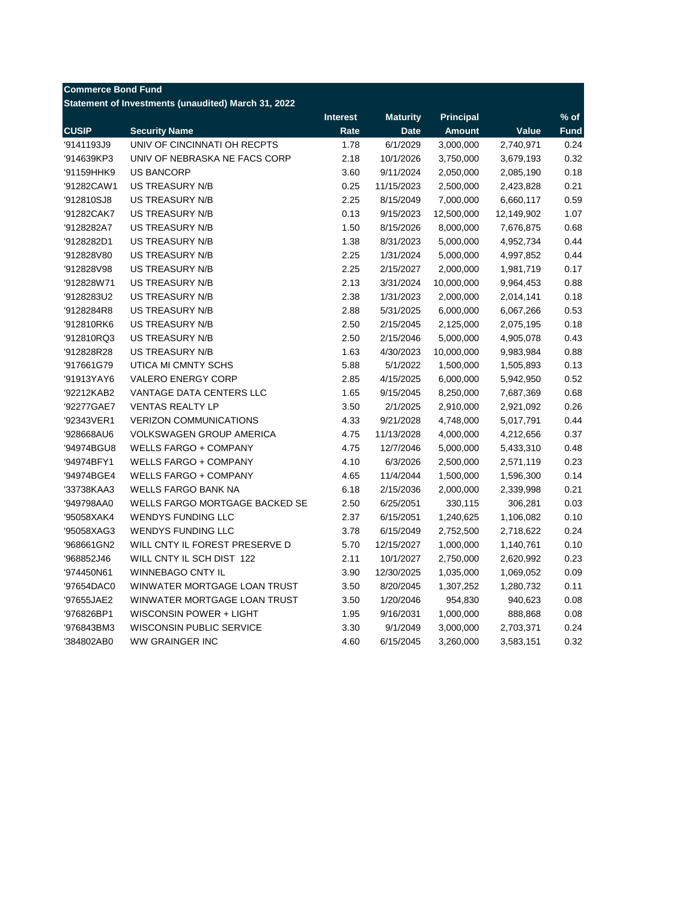**Commerce Bond Fund**

**Statement of Investments (unaudited) March 31, 2022**

| CUSIP | Security Name | Interest Rate | Maturity Date | Principal Amount | Value | % of Fund |
|---|---|---|---|---|---|---|
| '9141193J9 | UNIV OF CINCINNATI OH RECPTS | 1.78 | 6/1/2029 | 3,000,000 | 2,740,971 | 0.24 |
| '914639KP3 | UNIV OF NEBRASKA NE FACS CORP | 2.18 | 10/1/2026 | 3,750,000 | 3,679,193 | 0.32 |
| '91159HHK9 | US BANCORP | 3.60 | 9/11/2024 | 2,050,000 | 2,085,190 | 0.18 |
| '91282CAW1 | US TREASURY N/B | 0.25 | 11/15/2023 | 2,500,000 | 2,423,828 | 0.21 |
| '912810SJ8 | US TREASURY N/B | 2.25 | 8/15/2049 | 7,000,000 | 6,660,117 | 0.59 |
| '91282CAK7 | US TREASURY N/B | 0.13 | 9/15/2023 | 12,500,000 | 12,149,902 | 1.07 |
| '9128282A7 | US TREASURY N/B | 1.50 | 8/15/2026 | 8,000,000 | 7,676,875 | 0.68 |
| '9128282D1 | US TREASURY N/B | 1.38 | 8/31/2023 | 5,000,000 | 4,952,734 | 0.44 |
| '912828V80 | US TREASURY N/B | 2.25 | 1/31/2024 | 5,000,000 | 4,997,852 | 0.44 |
| '912828V98 | US TREASURY N/B | 2.25 | 2/15/2027 | 2,000,000 | 1,981,719 | 0.17 |
| '912828W71 | US TREASURY N/B | 2.13 | 3/31/2024 | 10,000,000 | 9,964,453 | 0.88 |
| '9128283U2 | US TREASURY N/B | 2.38 | 1/31/2023 | 2,000,000 | 2,014,141 | 0.18 |
| '9128284R8 | US TREASURY N/B | 2.88 | 5/31/2025 | 6,000,000 | 6,067,266 | 0.53 |
| '912810RK6 | US TREASURY N/B | 2.50 | 2/15/2045 | 2,125,000 | 2,075,195 | 0.18 |
| '912810RQ3 | US TREASURY N/B | 2.50 | 2/15/2046 | 5,000,000 | 4,905,078 | 0.43 |
| '912828R28 | US TREASURY N/B | 1.63 | 4/30/2023 | 10,000,000 | 9,983,984 | 0.88 |
| '917661G79 | UTICA MI CMNTY SCHS | 5.88 | 5/1/2022 | 1,500,000 | 1,505,893 | 0.13 |
| '91913YAY6 | VALERO ENERGY CORP | 2.85 | 4/15/2025 | 6,000,000 | 5,942,950 | 0.52 |
| '92212KAB2 | VANTAGE DATA CENTERS LLC | 1.65 | 9/15/2045 | 8,250,000 | 7,687,369 | 0.68 |
| '92277GAE7 | VENTAS REALTY LP | 3.50 | 2/1/2025 | 2,910,000 | 2,921,092 | 0.26 |
| '92343VER1 | VERIZON COMMUNICATIONS | 4.33 | 9/21/2028 | 4,748,000 | 5,017,791 | 0.44 |
| '928668AU6 | VOLKSWAGEN GROUP AMERICA | 4.75 | 11/13/2028 | 4,000,000 | 4,212,656 | 0.37 |
| '94974BGU8 | WELLS FARGO + COMPANY | 4.75 | 12/7/2046 | 5,000,000 | 5,433,310 | 0.48 |
| '94974BFY1 | WELLS FARGO + COMPANY | 4.10 | 6/3/2026 | 2,500,000 | 2,571,119 | 0.23 |
| '94974BGE4 | WELLS FARGO + COMPANY | 4.65 | 11/4/2044 | 1,500,000 | 1,596,300 | 0.14 |
| '33738KAA3 | WELLS FARGO BANK NA | 6.18 | 2/15/2036 | 2,000,000 | 2,339,998 | 0.21 |
| '949798AA0 | WELLS FARGO MORTGAGE BACKED SE | 2.50 | 6/25/2051 | 330,115 | 306,281 | 0.03 |
| '95058XAK4 | WENDYS FUNDING LLC | 2.37 | 6/15/2051 | 1,240,625 | 1,106,082 | 0.10 |
| '95058XAG3 | WENDYS FUNDING LLC | 3.78 | 6/15/2049 | 2,752,500 | 2,718,622 | 0.24 |
| '968661GN2 | WILL CNTY IL FOREST PRESERVE D | 5.70 | 12/15/2027 | 1,000,000 | 1,140,761 | 0.10 |
| '968852J46 | WILL CNTY IL SCH DIST 122 | 2.11 | 10/1/2027 | 2,750,000 | 2,620,992 | 0.23 |
| '974450N61 | WINNEBAGO CNTY IL | 3.90 | 12/30/2025 | 1,035,000 | 1,069,052 | 0.09 |
| '97654DAC0 | WINWATER MORTGAGE LOAN TRUST | 3.50 | 8/20/2045 | 1,307,252 | 1,280,732 | 0.11 |
| '97655JAE2 | WINWATER MORTGAGE LOAN TRUST | 3.50 | 1/20/2046 | 954,830 | 940,623 | 0.08 |
| '976826BP1 | WISCONSIN POWER + LIGHT | 1.95 | 9/16/2031 | 1,000,000 | 888,868 | 0.08 |
| '976843BM3 | WISCONSIN PUBLIC SERVICE | 3.30 | 9/1/2049 | 3,000,000 | 2,703,371 | 0.24 |
| '384802AB0 | WW GRAINGER INC | 4.60 | 6/15/2045 | 3,260,000 | 3,583,151 | 0.32 |